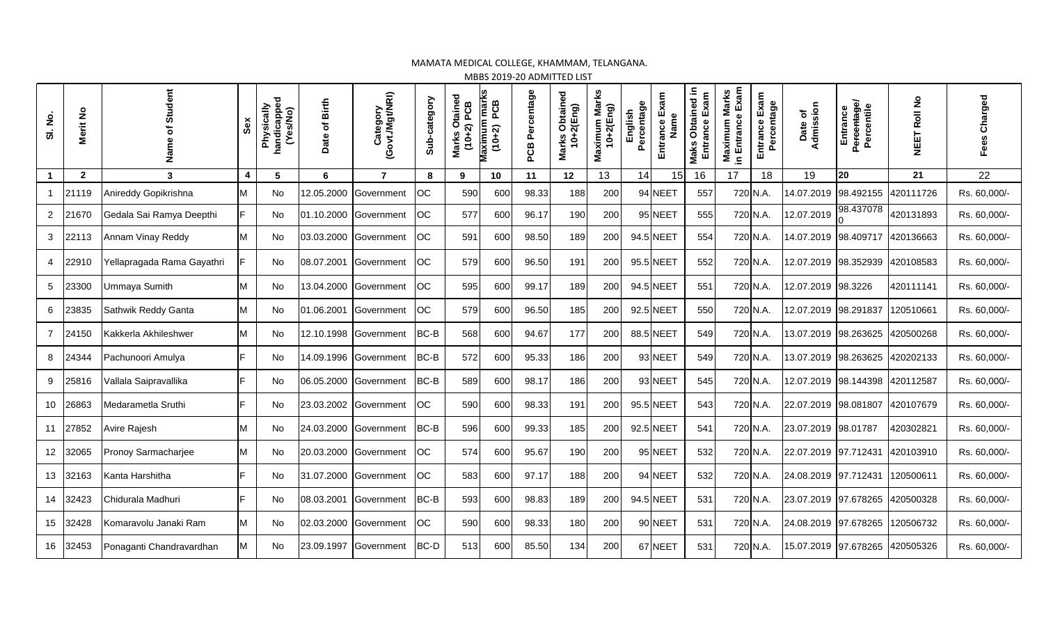MAMATA MEDICAL COLLEGE, KHAMMAM, TELANGANA.

MBBS 2019-20 ADMITTED LIST

| Sl. No. | Merit No | Name of Student | Sex | Physically handicapped (Yes/No) | Date of Birth | Category (Govt./Mgt/NRI) | Sub-category | Marks Obtained (10+2) PCB | Maximum marks (10+2) PCB | PCB Percentage | Marks Obtained 10+2(Eng) | Maximum Marks 10+2(Eng) | English Percentage | Entrance Exam Name | Maks Obtained in Entrance Exam | Maximum Marks in Entrance Exam | Entrance Exam Percentage | Date of Admission | Entrance Percentage/ Percentile | NEET Roll No | Fees Charged |
|---|---|---|---|---|---|---|---|---|---|---|---|---|---|---|---|---|---|---|---|---|---|
| 1 | 2 | 3 | 4 | 5 | 6 | 7 | 8 | 9 | 10 | 11 | 12 | 13 | 14 | 15 | 16 | 17 | 18 | 19 | 20 | 21 | 22 |
| 1 | 21119 | Anireddy Gopikrishna | M | No | 12.05.2000 | Government | OC | 590 | 600 | 98.33 | 188 | 200 | 94 | NEET | 557 | 720 | N.A. | 14.07.2019 | 98.492155 | 420111726 | Rs. 60,000/- |
| 2 | 21670 | Gedala Sai Ramya Deepthi | F | No | 01.10.2000 | Government | OC | 577 | 600 | 96.17 | 190 | 200 | 95 | NEET | 555 | 720 | N.A. | 12.07.2019 | 98.437078 0 | 420131893 | Rs. 60,000/- |
| 3 | 22113 | Annam Vinay Reddy | M | No | 03.03.2000 | Government | OC | 591 | 600 | 98.50 | 189 | 200 | 94.5 | NEET | 554 | 720 | N.A. | 14.07.2019 | 98.409717 | 420136663 | Rs. 60,000/- |
| 4 | 22910 | Yellapragada Rama Gayathri | F | No | 08.07.2001 | Government | OC | 579 | 600 | 96.50 | 191 | 200 | 95.5 | NEET | 552 | 720 | N.A. | 12.07.2019 | 98.352939 | 420108583 | Rs. 60,000/- |
| 5 | 23300 | Ummaya Sumith | M | No | 13.04.2000 | Government | OC | 595 | 600 | 99.17 | 189 | 200 | 94.5 | NEET | 551 | 720 | N.A. | 12.07.2019 | 98.3226 | 420111141 | Rs. 60,000/- |
| 6 | 23835 | Sathwik Reddy Ganta | M | No | 01.06.2001 | Government | OC | 579 | 600 | 96.50 | 185 | 200 | 92.5 | NEET | 550 | 720 | N.A. | 12.07.2019 | 98.291837 | 120510661 | Rs. 60,000/- |
| 7 | 24150 | Kakkerla Akhileshwer | M | No | 12.10.1998 | Government | BC-B | 568 | 600 | 94.67 | 177 | 200 | 88.5 | NEET | 549 | 720 | N.A. | 13.07.2019 | 98.263625 | 420500268 | Rs. 60,000/- |
| 8 | 24344 | Pachunoori Amulya | F | No | 14.09.1996 | Government | BC-B | 572 | 600 | 95.33 | 186 | 200 | 93 | NEET | 549 | 720 | N.A. | 13.07.2019 | 98.263625 | 420202133 | Rs. 60,000/- |
| 9 | 25816 | Vallala Saipravallika | F | No | 06.05.2000 | Government | BC-B | 589 | 600 | 98.17 | 186 | 200 | 93 | NEET | 545 | 720 | N.A. | 12.07.2019 | 98.144398 | 420112587 | Rs. 60,000/- |
| 10 | 26863 | Medarametla Sruthi | F | No | 23.03.2002 | Government | OC | 590 | 600 | 98.33 | 191 | 200 | 95.5 | NEET | 543 | 720 | N.A. | 22.07.2019 | 98.081807 | 420107679 | Rs. 60,000/- |
| 11 | 27852 | Avire Rajesh | M | No | 24.03.2000 | Government | BC-B | 596 | 600 | 99.33 | 185 | 200 | 92.5 | NEET | 541 | 720 | N.A. | 23.07.2019 | 98.01787 | 420302821 | Rs. 60,000/- |
| 12 | 32065 | Pronoy Sarmacharjee | M | No | 20.03.2000 | Government | OC | 574 | 600 | 95.67 | 190 | 200 | 95 | NEET | 532 | 720 | N.A. | 22.07.2019 | 97.712431 | 420103910 | Rs. 60,000/- |
| 13 | 32163 | Kanta Harshitha | F | No | 31.07.2000 | Government | OC | 583 | 600 | 97.17 | 188 | 200 | 94 | NEET | 532 | 720 | N.A. | 24.08.2019 | 97.712431 | 120500611 | Rs. 60,000/- |
| 14 | 32423 | Chidurala Madhuri | F | No | 08.03.2001 | Government | BC-B | 593 | 600 | 98.83 | 189 | 200 | 94.5 | NEET | 531 | 720 | N.A. | 23.07.2019 | 97.678265 | 420500328 | Rs. 60,000/- |
| 15 | 32428 | Komaravolu Janaki Ram | M | No | 02.03.2000 | Government | OC | 590 | 600 | 98.33 | 180 | 200 | 90 | NEET | 531 | 720 | N.A. | 24.08.2019 | 97.678265 | 120506732 | Rs. 60,000/- |
| 16 | 32453 | Ponaganti Chandravardhan | M | No | 23.09.1997 | Government | BC-D | 513 | 600 | 85.50 | 134 | 200 | 67 | NEET | 531 | 720 | N.A. | 15.07.2019 | 97.678265 | 420505326 | Rs. 60,000/- |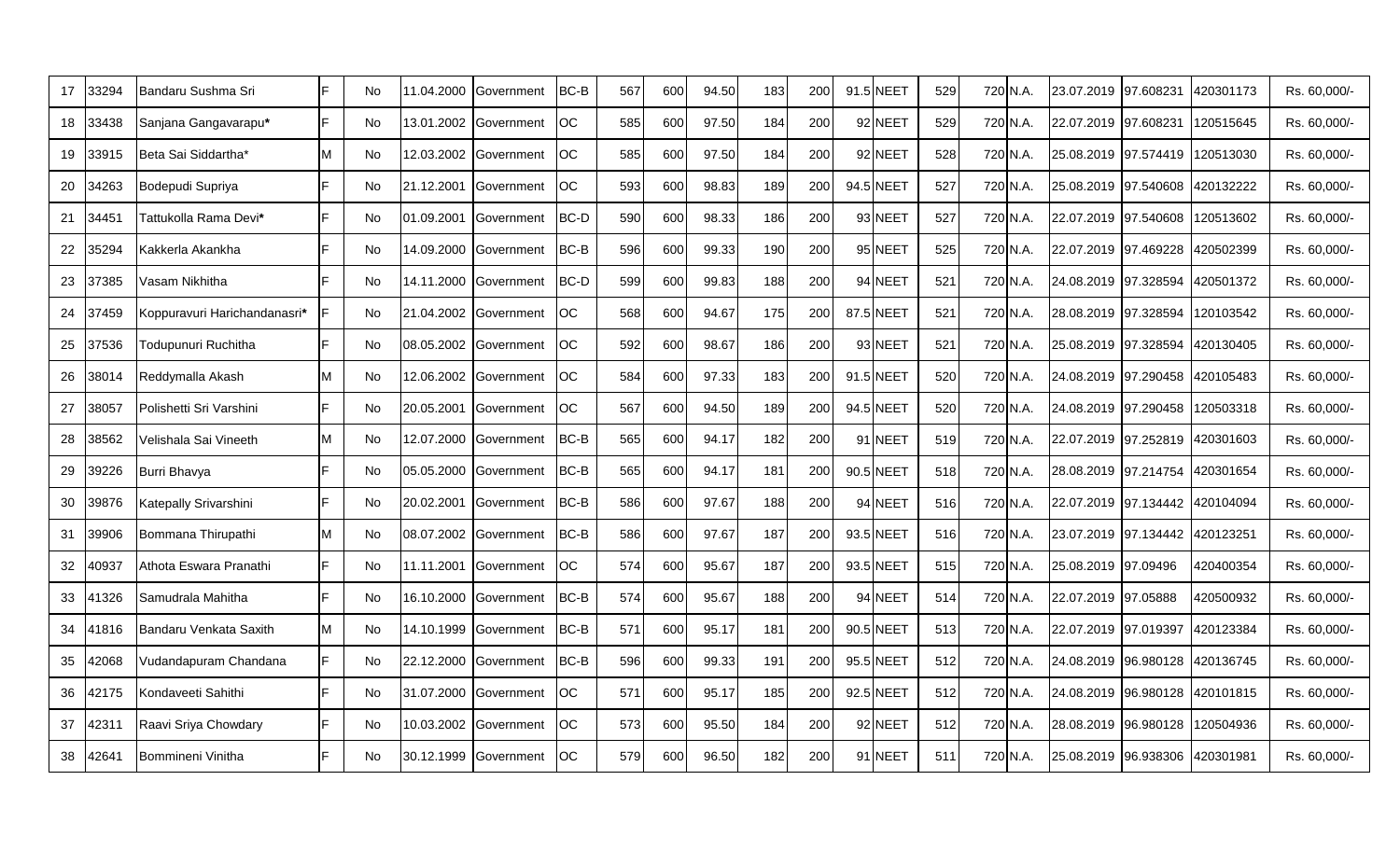| | | | | | | | | | | | | | | | | | | | | | | |
|---|---|---|---|---|---|---|---|---|---|---|---|---|---|---|---|---|---|---|---|---|---|---|
| 17 | 33294 | Bandaru Sushma Sri | F | No | 11.04.2000 | Government | BC-B | 567 | 600 | 94.50 | 183 | 200 | 91.5 | NEET | 529 | 720 | N.A. | 23.07.2019 | 97.608231 | 420301173 | Rs. 60,000/- |
| 18 | 33438 | Sanjana Gangavarapu* | F | No | 13.01.2002 | Government | OC | 585 | 600 | 97.50 | 184 | 200 | 92 | NEET | 529 | 720 | N.A. | 22.07.2019 | 97.608231 | 120515645 | Rs. 60,000/- |
| 19 | 33915 | Beta Sai Siddartha* | M | No | 12.03.2002 | Government | OC | 585 | 600 | 97.50 | 184 | 200 | 92 | NEET | 528 | 720 | N.A. | 25.08.2019 | 97.574419 | 120513030 | Rs. 60,000/- |
| 20 | 34263 | Bodepudi Supriya | F | No | 21.12.2001 | Government | OC | 593 | 600 | 98.83 | 189 | 200 | 94.5 | NEET | 527 | 720 | N.A. | 25.08.2019 | 97.540608 | 420132222 | Rs. 60,000/- |
| 21 | 34451 | Tattukolla Rama Devi* | F | No | 01.09.2001 | Government | BC-D | 590 | 600 | 98.33 | 186 | 200 | 93 | NEET | 527 | 720 | N.A. | 22.07.2019 | 97.540608 | 120513602 | Rs. 60,000/- |
| 22 | 35294 | Kakkerla Akankha | F | No | 14.09.2000 | Government | BC-B | 596 | 600 | 99.33 | 190 | 200 | 95 | NEET | 525 | 720 | N.A. | 22.07.2019 | 97.469228 | 420502399 | Rs. 60,000/- |
| 23 | 37385 | Vasam Nikhitha | F | No | 14.11.2000 | Government | BC-D | 599 | 600 | 99.83 | 188 | 200 | 94 | NEET | 521 | 720 | N.A. | 24.08.2019 | 97.328594 | 420501372 | Rs. 60,000/- |
| 24 | 37459 | Koppuravuri Harichandanasri* | F | No | 21.04.2002 | Government | OC | 568 | 600 | 94.67 | 175 | 200 | 87.5 | NEET | 521 | 720 | N.A. | 28.08.2019 | 97.328594 | 120103542 | Rs. 60,000/- |
| 25 | 37536 | Todupunuri Ruchitha | F | No | 08.05.2002 | Government | OC | 592 | 600 | 98.67 | 186 | 200 | 93 | NEET | 521 | 720 | N.A. | 25.08.2019 | 97.328594 | 420130405 | Rs. 60,000/- |
| 26 | 38014 | Reddymalla Akash | M | No | 12.06.2002 | Government | OC | 584 | 600 | 97.33 | 183 | 200 | 91.5 | NEET | 520 | 720 | N.A. | 24.08.2019 | 97.290458 | 420105483 | Rs. 60,000/- |
| 27 | 38057 | Polishetti Sri Varshini | F | No | 20.05.2001 | Government | OC | 567 | 600 | 94.50 | 189 | 200 | 94.5 | NEET | 520 | 720 | N.A. | 24.08.2019 | 97.290458 | 120503318 | Rs. 60,000/- |
| 28 | 38562 | Velishala Sai Vineeth | M | No | 12.07.2000 | Government | BC-B | 565 | 600 | 94.17 | 182 | 200 | 91 | NEET | 519 | 720 | N.A. | 22.07.2019 | 97.252819 | 420301603 | Rs. 60,000/- |
| 29 | 39226 | Burri Bhavya | F | No | 05.05.2000 | Government | BC-B | 565 | 600 | 94.17 | 181 | 200 | 90.5 | NEET | 518 | 720 | N.A. | 28.08.2019 | 97.214754 | 420301654 | Rs. 60,000/- |
| 30 | 39876 | Katepally Srivarshini | F | No | 20.02.2001 | Government | BC-B | 586 | 600 | 97.67 | 188 | 200 | 94 | NEET | 516 | 720 | N.A. | 22.07.2019 | 97.134442 | 420104094 | Rs. 60,000/- |
| 31 | 39906 | Bommana Thirupathi | M | No | 08.07.2002 | Government | BC-B | 586 | 600 | 97.67 | 187 | 200 | 93.5 | NEET | 516 | 720 | N.A. | 23.07.2019 | 97.134442 | 420123251 | Rs. 60,000/- |
| 32 | 40937 | Athota Eswara Pranathi | F | No | 11.11.2001 | Government | OC | 574 | 600 | 95.67 | 187 | 200 | 93.5 | NEET | 515 | 720 | N.A. | 25.08.2019 | 97.09496 | 420400354 | Rs. 60,000/- |
| 33 | 41326 | Samudrala Mahitha | F | No | 16.10.2000 | Government | BC-B | 574 | 600 | 95.67 | 188 | 200 | 94 | NEET | 514 | 720 | N.A. | 22.07.2019 | 97.05888 | 420500932 | Rs. 60,000/- |
| 34 | 41816 | Bandaru Venkata Saxith | M | No | 14.10.1999 | Government | BC-B | 571 | 600 | 95.17 | 181 | 200 | 90.5 | NEET | 513 | 720 | N.A. | 22.07.2019 | 97.019397 | 420123384 | Rs. 60,000/- |
| 35 | 42068 | Vudandapuram Chandana | F | No | 22.12.2000 | Government | BC-B | 596 | 600 | 99.33 | 191 | 200 | 95.5 | NEET | 512 | 720 | N.A. | 24.08.2019 | 96.980128 | 420136745 | Rs. 60,000/- |
| 36 | 42175 | Kondaveeti Sahithi | F | No | 31.07.2000 | Government | OC | 571 | 600 | 95.17 | 185 | 200 | 92.5 | NEET | 512 | 720 | N.A. | 24.08.2019 | 96.980128 | 420101815 | Rs. 60,000/- |
| 37 | 42311 | Raavi Sriya Chowdary | F | No | 10.03.2002 | Government | OC | 573 | 600 | 95.50 | 184 | 200 | 92 | NEET | 512 | 720 | N.A. | 28.08.2019 | 96.980128 | 120504936 | Rs. 60,000/- |
| 38 | 42641 | Bommineni Vinitha | F | No | 30.12.1999 | Government | OC | 579 | 600 | 96.50 | 182 | 200 | 91 | NEET | 511 | 720 | N.A. | 25.08.2019 | 96.938306 | 420301981 | Rs. 60,000/- |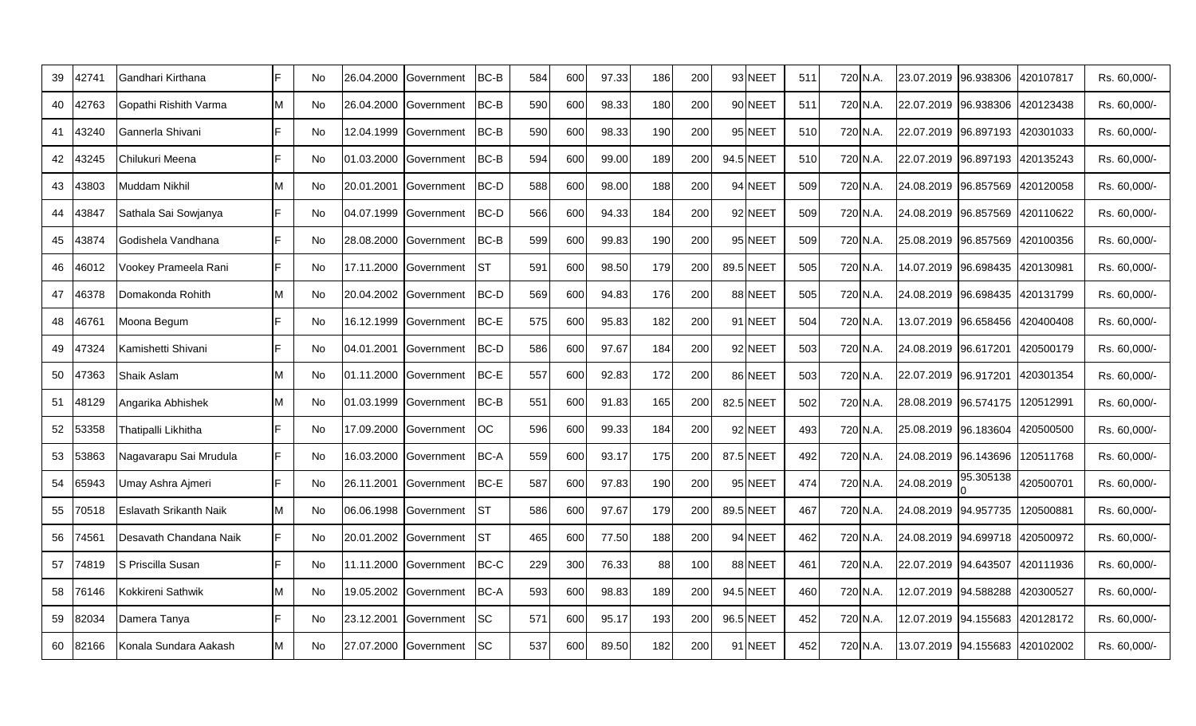| 39 | 42741 | Gandhari Kirthana | F | No | 26.04.2000 | Government | BC-B | 584 | 600 | 97.33 | 186 | 200 | 93 | NEET | 511 | 720 | N.A. | 23.07.2019 | 96.938306 | 420107817 | Rs. 60,000/- |
|---|---|---|---|---|---|---|---|---|---|---|---|---|---|---|---|---|---|---|---|---|---|
| 40 | 42763 | Gopathi Rishith Varma | M | No | 26.04.2000 | Government | BC-B | 590 | 600 | 98.33 | 180 | 200 | 90 | NEET | 511 | 720 | N.A. | 22.07.2019 | 96.938306 | 420123438 | Rs. 60,000/- |
| 41 | 43240 | Gannerla Shivani | F | No | 12.04.1999 | Government | BC-B | 590 | 600 | 98.33 | 190 | 200 | 95 | NEET | 510 | 720 | N.A. | 22.07.2019 | 96.897193 | 420301033 | Rs. 60,000/- |
| 42 | 43245 | Chilukuri Meena | F | No | 01.03.2000 | Government | BC-B | 594 | 600 | 99.00 | 189 | 200 | 94.5 | NEET | 510 | 720 | N.A. | 22.07.2019 | 96.897193 | 420135243 | Rs. 60,000/- |
| 43 | 43803 | Muddam Nikhil | M | No | 20.01.2001 | Government | BC-D | 588 | 600 | 98.00 | 188 | 200 | 94 | NEET | 509 | 720 | N.A. | 24.08.2019 | 96.857569 | 420120058 | Rs. 60,000/- |
| 44 | 43847 | Sathala Sai Sowjanya | F | No | 04.07.1999 | Government | BC-D | 566 | 600 | 94.33 | 184 | 200 | 92 | NEET | 509 | 720 | N.A. | 24.08.2019 | 96.857569 | 420110622 | Rs. 60,000/- |
| 45 | 43874 | Godishela Vandhana | F | No | 28.08.2000 | Government | BC-B | 599 | 600 | 99.83 | 190 | 200 | 95 | NEET | 509 | 720 | N.A. | 25.08.2019 | 96.857569 | 420100356 | Rs. 60,000/- |
| 46 | 46012 | Vookey Prameela Rani | F | No | 17.11.2000 | Government | ST | 591 | 600 | 98.50 | 179 | 200 | 89.5 | NEET | 505 | 720 | N.A. | 14.07.2019 | 96.698435 | 420130981 | Rs. 60,000/- |
| 47 | 46378 | Domakonda Rohith | M | No | 20.04.2002 | Government | BC-D | 569 | 600 | 94.83 | 176 | 200 | 88 | NEET | 505 | 720 | N.A. | 24.08.2019 | 96.698435 | 420131799 | Rs. 60,000/- |
| 48 | 46761 | Moona Begum | F | No | 16.12.1999 | Government | BC-E | 575 | 600 | 95.83 | 182 | 200 | 91 | NEET | 504 | 720 | N.A. | 13.07.2019 | 96.658456 | 420400408 | Rs. 60,000/- |
| 49 | 47324 | Kamishetti Shivani | F | No | 04.01.2001 | Government | BC-D | 586 | 600 | 97.67 | 184 | 200 | 92 | NEET | 503 | 720 | N.A. | 24.08.2019 | 96.617201 | 420500179 | Rs. 60,000/- |
| 50 | 47363 | Shaik Aslam | M | No | 01.11.2000 | Government | BC-E | 557 | 600 | 92.83 | 172 | 200 | 86 | NEET | 503 | 720 | N.A. | 22.07.2019 | 96.917201 | 420301354 | Rs. 60,000/- |
| 51 | 48129 | Angarika Abhishek | M | No | 01.03.1999 | Government | BC-B | 551 | 600 | 91.83 | 165 | 200 | 82.5 | NEET | 502 | 720 | N.A. | 28.08.2019 | 96.574175 | 120512991 | Rs. 60,000/- |
| 52 | 53358 | Thatipalli Likhitha | F | No | 17.09.2000 | Government | OC | 596 | 600 | 99.33 | 184 | 200 | 92 | NEET | 493 | 720 | N.A. | 25.08.2019 | 96.183604 | 420500500 | Rs. 60,000/- |
| 53 | 53863 | Nagavarapu Sai Mrudula | F | No | 16.03.2000 | Government | BC-A | 559 | 600 | 93.17 | 175 | 200 | 87.5 | NEET | 492 | 720 | N.A. | 24.08.2019 | 96.143696 | 120511768 | Rs. 60,000/- |
| 54 | 65943 | Umay Ashra Ajmeri | F | No | 26.11.2001 | Government | BC-E | 587 | 600 | 97.83 | 190 | 200 | 95 | NEET | 474 | 720 | N.A. | 24.08.2019 | 95.305138 0 | 420500701 | Rs. 60,000/- |
| 55 | 70518 | Eslavath Srikanth Naik | M | No | 06.06.1998 | Government | ST | 586 | 600 | 97.67 | 179 | 200 | 89.5 | NEET | 467 | 720 | N.A. | 24.08.2019 | 94.957735 | 120500881 | Rs. 60,000/- |
| 56 | 74561 | Desavath Chandana Naik | F | No | 20.01.2002 | Government | ST | 465 | 600 | 77.50 | 188 | 200 | 94 | NEET | 462 | 720 | N.A. | 24.08.2019 | 94.699718 | 420500972 | Rs. 60,000/- |
| 57 | 74819 | S Priscilla Susan | F | No | 11.11.2000 | Government | BC-C | 229 | 300 | 76.33 | 88 | 100 | 88 | NEET | 461 | 720 | N.A. | 22.07.2019 | 94.643507 | 420111936 | Rs. 60,000/- |
| 58 | 76146 | Kokkireni Sathwik | M | No | 19.05.2002 | Government | BC-A | 593 | 600 | 98.83 | 189 | 200 | 94.5 | NEET | 460 | 720 | N.A. | 12.07.2019 | 94.588288 | 420300527 | Rs. 60,000/- |
| 59 | 82034 | Damera Tanya | F | No | 23.12.2001 | Government | SC | 571 | 600 | 95.17 | 193 | 200 | 96.5 | NEET | 452 | 720 | N.A. | 12.07.2019 | 94.155683 | 420128172 | Rs. 60,000/- |
| 60 | 82166 | Konala Sundara Aakash | M | No | 27.07.2000 | Government | SC | 537 | 600 | 89.50 | 182 | 200 | 91 | NEET | 452 | 720 | N.A. | 13.07.2019 | 94.155683 | 420102002 | Rs. 60,000/- |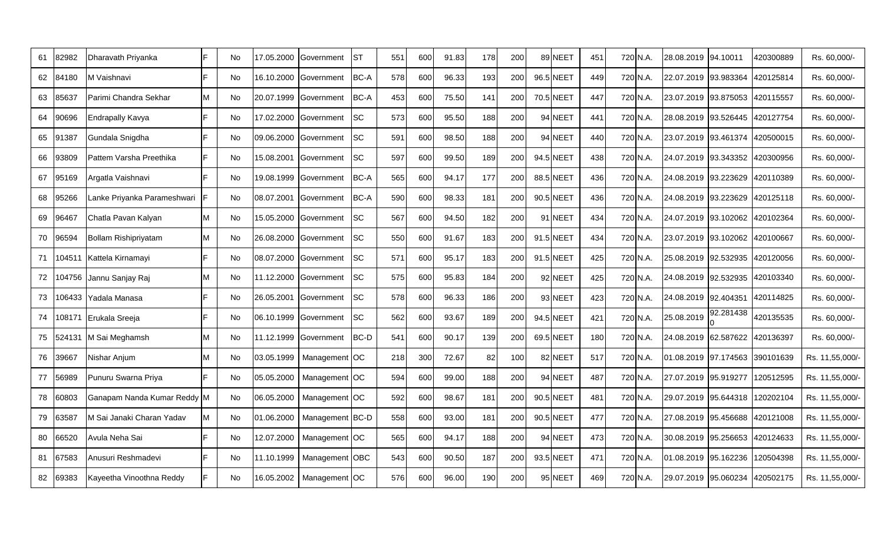| | | | | | | | | | | | | | | | | | | | | | |
|---|---|---|---|---|---|---|---|---|---|---|---|---|---|---|---|---|---|---|---|---|---|
| 61 | 82982 | Dharavath Priyanka | F | No | 17.05.2000 | Government | ST | 551 | 600 | 91.83 | 178 | 200 | 89 | NEET | 451 | 720 | N.A. | 28.08.2019 | 94.10011 | 420300889 | Rs. 60,000/- |
| 62 | 84180 | M Vaishnavi | F | No | 16.10.2000 | Government | BC-A | 578 | 600 | 96.33 | 193 | 200 | 96.5 | NEET | 449 | 720 | N.A. | 22.07.2019 | 93.983364 | 420125814 | Rs. 60,000/- |
| 63 | 85637 | Parimi Chandra Sekhar | M | No | 20.07.1999 | Government | BC-A | 453 | 600 | 75.50 | 141 | 200 | 70.5 | NEET | 447 | 720 | N.A. | 23.07.2019 | 93.875053 | 420115557 | Rs. 60,000/- |
| 64 | 90696 | Endrapally Kavya | F | No | 17.02.2000 | Government | SC | 573 | 600 | 95.50 | 188 | 200 | 94 | NEET | 441 | 720 | N.A. | 28.08.2019 | 93.526445 | 420127754 | Rs. 60,000/- |
| 65 | 91387 | Gundala Snigdha | F | No | 09.06.2000 | Government | SC | 591 | 600 | 98.50 | 188 | 200 | 94 | NEET | 440 | 720 | N.A. | 23.07.2019 | 93.461374 | 420500015 | Rs. 60,000/- |
| 66 | 93809 | Pattem Varsha Preethika | F | No | 15.08.2001 | Government | SC | 597 | 600 | 99.50 | 189 | 200 | 94.5 | NEET | 438 | 720 | N.A. | 24.07.2019 | 93.343352 | 420300956 | Rs. 60,000/- |
| 67 | 95169 | Argatla Vaishnavi | F | No | 19.08.1999 | Government | BC-A | 565 | 600 | 94.17 | 177 | 200 | 88.5 | NEET | 436 | 720 | N.A. | 24.08.2019 | 93.223629 | 420110389 | Rs. 60,000/- |
| 68 | 95266 | Lanke Priyanka Parameshwari | F | No | 08.07.2001 | Government | BC-A | 590 | 600 | 98.33 | 181 | 200 | 90.5 | NEET | 436 | 720 | N.A. | 24.08.2019 | 93.223629 | 420125118 | Rs. 60,000/- |
| 69 | 96467 | Chatla Pavan Kalyan | M | No | 15.05.2000 | Government | SC | 567 | 600 | 94.50 | 182 | 200 | 91 | NEET | 434 | 720 | N.A. | 24.07.2019 | 93.102062 | 420102364 | Rs. 60,000/- |
| 70 | 96594 | Bollam Rishipriyatam | M | No | 26.08.2000 | Government | SC | 550 | 600 | 91.67 | 183 | 200 | 91.5 | NEET | 434 | 720 | N.A. | 23.07.2019 | 93.102062 | 420100667 | Rs. 60,000/- |
| 71 | 104511 | Kattela Kirnamayi | F | No | 08.07.2000 | Government | SC | 571 | 600 | 95.17 | 183 | 200 | 91.5 | NEET | 425 | 720 | N.A. | 25.08.2019 | 92.532935 | 420120056 | Rs. 60,000/- |
| 72 | 104756 | Jannu Sanjay Raj | M | No | 11.12.2000 | Government | SC | 575 | 600 | 95.83 | 184 | 200 | 92 | NEET | 425 | 720 | N.A. | 24.08.2019 | 92.532935 | 420103340 | Rs. 60,000/- |
| 73 | 106433 | Yadala Manasa | F | No | 26.05.2001 | Government | SC | 578 | 600 | 96.33 | 186 | 200 | 93 | NEET | 423 | 720 | N.A. | 24.08.2019 | 92.404351 | 420114825 | Rs. 60,000/- |
| 74 | 108171 | Erukala Sreeja | F | No | 06.10.1999 | Government | SC | 562 | 600 | 93.67 | 189 | 200 | 94.5 | NEET | 421 | 720 | N.A. | 25.08.2019 | 92.281438 0 | 420135535 | Rs. 60,000/- |
| 75 | 524131 | M Sai Meghamsh | M | No | 11.12.1999 | Government | BC-D | 541 | 600 | 90.17 | 139 | 200 | 69.5 | NEET | 180 | 720 | N.A. | 24.08.2019 | 62.587622 | 420136397 | Rs. 60,000/- |
| 76 | 39667 | Nishar Anjum | M | No | 03.05.1999 | Management | OC | 218 | 300 | 72.67 | 82 | 100 | 82 | NEET | 517 | 720 | N.A. | 01.08.2019 | 97.174563 | 390101639 | Rs. 11,55,000/- |
| 77 | 56989 | Punuru Swarna Priya | F | No | 05.05.2000 | Management | OC | 594 | 600 | 99.00 | 188 | 200 | 94 | NEET | 487 | 720 | N.A. | 27.07.2019 | 95.919277 | 120512595 | Rs. 11,55,000/- |
| 78 | 60803 | Ganapam Nanda Kumar Reddy | M | No | 06.05.2000 | Management | OC | 592 | 600 | 98.67 | 181 | 200 | 90.5 | NEET | 481 | 720 | N.A. | 29.07.2019 | 95.644318 | 120202104 | Rs. 11,55,000/- |
| 79 | 63587 | M Sai Janaki Charan Yadav | M | No | 01.06.2000 | Management | BC-D | 558 | 600 | 93.00 | 181 | 200 | 90.5 | NEET | 477 | 720 | N.A. | 27.08.2019 | 95.456688 | 420121008 | Rs. 11,55,000/- |
| 80 | 66520 | Avula Neha Sai | F | No | 12.07.2000 | Management | OC | 565 | 600 | 94.17 | 188 | 200 | 94 | NEET | 473 | 720 | N.A. | 30.08.2019 | 95.256653 | 420124633 | Rs. 11,55,000/- |
| 81 | 67583 | Anusuri Reshmadevi | F | No | 11.10.1999 | Management | OBC | 543 | 600 | 90.50 | 187 | 200 | 93.5 | NEET | 471 | 720 | N.A. | 01.08.2019 | 95.162236 | 120504398 | Rs. 11,55,000/- |
| 82 | 69383 | Kayeetha Vinoothna Reddy | F | No | 16.05.2002 | Management | OC | 576 | 600 | 96.00 | 190 | 200 | 95 | NEET | 469 | 720 | N.A. | 29.07.2019 | 95.060234 | 420502175 | Rs. 11,55,000/- |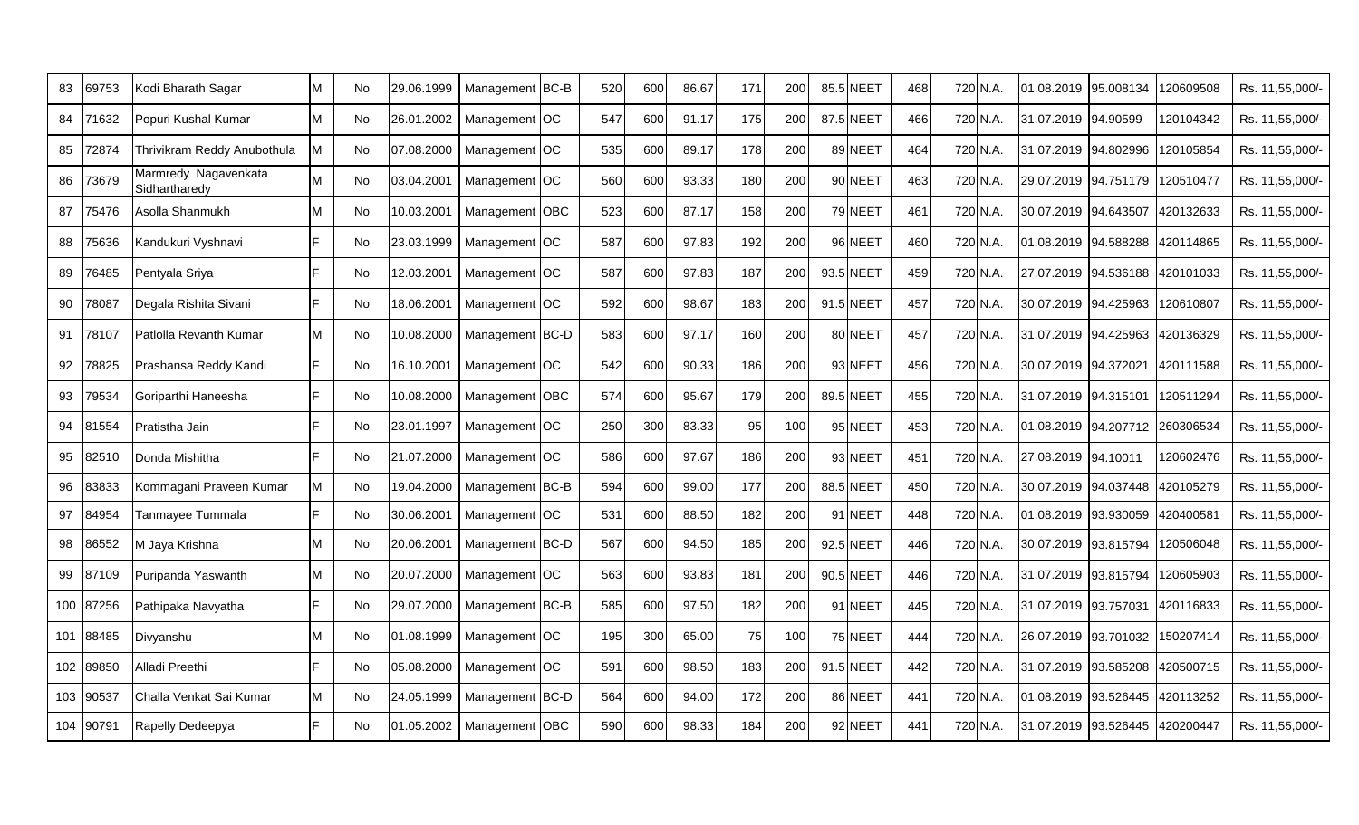| | | | | | | | | | | | | | | | | | | | | | | |
|---|---|---|---|---|---|---|---|---|---|---|---|---|---|---|---|---|---|---|---|---|---|---|
| 83 | 69753 | Kodi Bharath Sagar | M | No | 29.06.1999 | Management | BC-B | 520 | 600 | 86.67 | 171 | 200 | 85.5 | NEET | 468 | 720 | N.A. | 01.08.2019 | 95.008134 | 120609508 | Rs. 11,55,000/- |
| 84 | 71632 | Popuri Kushal Kumar | M | No | 26.01.2002 | Management | OC | 547 | 600 | 91.17 | 175 | 200 | 87.5 | NEET | 466 | 720 | N.A. | 31.07.2019 | 94.90599 | 120104342 | Rs. 11,55,000/- |
| 85 | 72874 | Thrivikram Reddy Anubothula | M | No | 07.08.2000 | Management | OC | 535 | 600 | 89.17 | 178 | 200 | 89 | NEET | 464 | 720 | N.A. | 31.07.2019 | 94.802996 | 120105854 | Rs. 11,55,000/- |
| 86 | 73679 | Marmredy Nagavenkata Sidhartharedy | M | No | 03.04.2001 | Management | OC | 560 | 600 | 93.33 | 180 | 200 | 90 | NEET | 463 | 720 | N.A. | 29.07.2019 | 94.751179 | 120510477 | Rs. 11,55,000/- |
| 87 | 75476 | Asolla Shanmukh | M | No | 10.03.2001 | Management | OBC | 523 | 600 | 87.17 | 158 | 200 | 79 | NEET | 461 | 720 | N.A. | 30.07.2019 | 94.643507 | 420132633 | Rs. 11,55,000/- |
| 88 | 75636 | Kandukuri Vyshnavi | F | No | 23.03.1999 | Management | OC | 587 | 600 | 97.83 | 192 | 200 | 96 | NEET | 460 | 720 | N.A. | 01.08.2019 | 94.588288 | 420114865 | Rs. 11,55,000/- |
| 89 | 76485 | Pentyala Sriya | F | No | 12.03.2001 | Management | OC | 587 | 600 | 97.83 | 187 | 200 | 93.5 | NEET | 459 | 720 | N.A. | 27.07.2019 | 94.536188 | 420101033 | Rs. 11,55,000/- |
| 90 | 78087 | Degala Rishita Sivani | F | No | 18.06.2001 | Management | OC | 592 | 600 | 98.67 | 183 | 200 | 91.5 | NEET | 457 | 720 | N.A. | 30.07.2019 | 94.425963 | 120610807 | Rs. 11,55,000/- |
| 91 | 78107 | Patlolla Revanth Kumar | M | No | 10.08.2000 | Management | BC-D | 583 | 600 | 97.17 | 160 | 200 | 80 | NEET | 457 | 720 | N.A. | 31.07.2019 | 94.425963 | 420136329 | Rs. 11,55,000/- |
| 92 | 78825 | Prashansa Reddy Kandi | F | No | 16.10.2001 | Management | OC | 542 | 600 | 90.33 | 186 | 200 | 93 | NEET | 456 | 720 | N.A. | 30.07.2019 | 94.372021 | 420111588 | Rs. 11,55,000/- |
| 93 | 79534 | Goriparthi Haneesha | F | No | 10.08.2000 | Management | OBC | 574 | 600 | 95.67 | 179 | 200 | 89.5 | NEET | 455 | 720 | N.A. | 31.07.2019 | 94.315101 | 120511294 | Rs. 11,55,000/- |
| 94 | 81554 | Pratistha Jain | F | No | 23.01.1997 | Management | OC | 250 | 300 | 83.33 | 95 | 100 | 95 | NEET | 453 | 720 | N.A. | 01.08.2019 | 94.207712 | 260306534 | Rs. 11,55,000/- |
| 95 | 82510 | Donda Mishitha | F | No | 21.07.2000 | Management | OC | 586 | 600 | 97.67 | 186 | 200 | 93 | NEET | 451 | 720 | N.A. | 27.08.2019 | 94.10011 | 120602476 | Rs. 11,55,000/- |
| 96 | 83833 | Kommagani Praveen Kumar | M | No | 19.04.2000 | Management | BC-B | 594 | 600 | 99.00 | 177 | 200 | 88.5 | NEET | 450 | 720 | N.A. | 30.07.2019 | 94.037448 | 420105279 | Rs. 11,55,000/- |
| 97 | 84954 | Tanmayee Tummala | F | No | 30.06.2001 | Management | OC | 531 | 600 | 88.50 | 182 | 200 | 91 | NEET | 448 | 720 | N.A. | 01.08.2019 | 93.930059 | 420400581 | Rs. 11,55,000/- |
| 98 | 86552 | M Jaya Krishna | M | No | 20.06.2001 | Management | BC-D | 567 | 600 | 94.50 | 185 | 200 | 92.5 | NEET | 446 | 720 | N.A. | 30.07.2019 | 93.815794 | 120506048 | Rs. 11,55,000/- |
| 99 | 87109 | Puripanda Yaswanth | M | No | 20.07.2000 | Management | OC | 563 | 600 | 93.83 | 181 | 200 | 90.5 | NEET | 446 | 720 | N.A. | 31.07.2019 | 93.815794 | 120605903 | Rs. 11,55,000/- |
| 100 | 87256 | Pathipaka Navyatha | F | No | 29.07.2000 | Management | BC-B | 585 | 600 | 97.50 | 182 | 200 | 91 | NEET | 445 | 720 | N.A. | 31.07.2019 | 93.757031 | 420116833 | Rs. 11,55,000/- |
| 101 | 88485 | Divyanshu | M | No | 01.08.1999 | Management | OC | 195 | 300 | 65.00 | 75 | 100 | 75 | NEET | 444 | 720 | N.A. | 26.07.2019 | 93.701032 | 150207414 | Rs. 11,55,000/- |
| 102 | 89850 | Alladi Preethi | F | No | 05.08.2000 | Management | OC | 591 | 600 | 98.50 | 183 | 200 | 91.5 | NEET | 442 | 720 | N.A. | 31.07.2019 | 93.585208 | 420500715 | Rs. 11,55,000/- |
| 103 | 90537 | Challa Venkat Sai Kumar | M | No | 24.05.1999 | Management | BC-D | 564 | 600 | 94.00 | 172 | 200 | 86 | NEET | 441 | 720 | N.A. | 01.08.2019 | 93.526445 | 420113252 | Rs. 11,55,000/- |
| 104 | 90791 | Rapelly Dedeepya | F | No | 01.05.2002 | Management | OBC | 590 | 600 | 98.33 | 184 | 200 | 92 | NEET | 441 | 720 | N.A. | 31.07.2019 | 93.526445 | 420200447 | Rs. 11,55,000/- |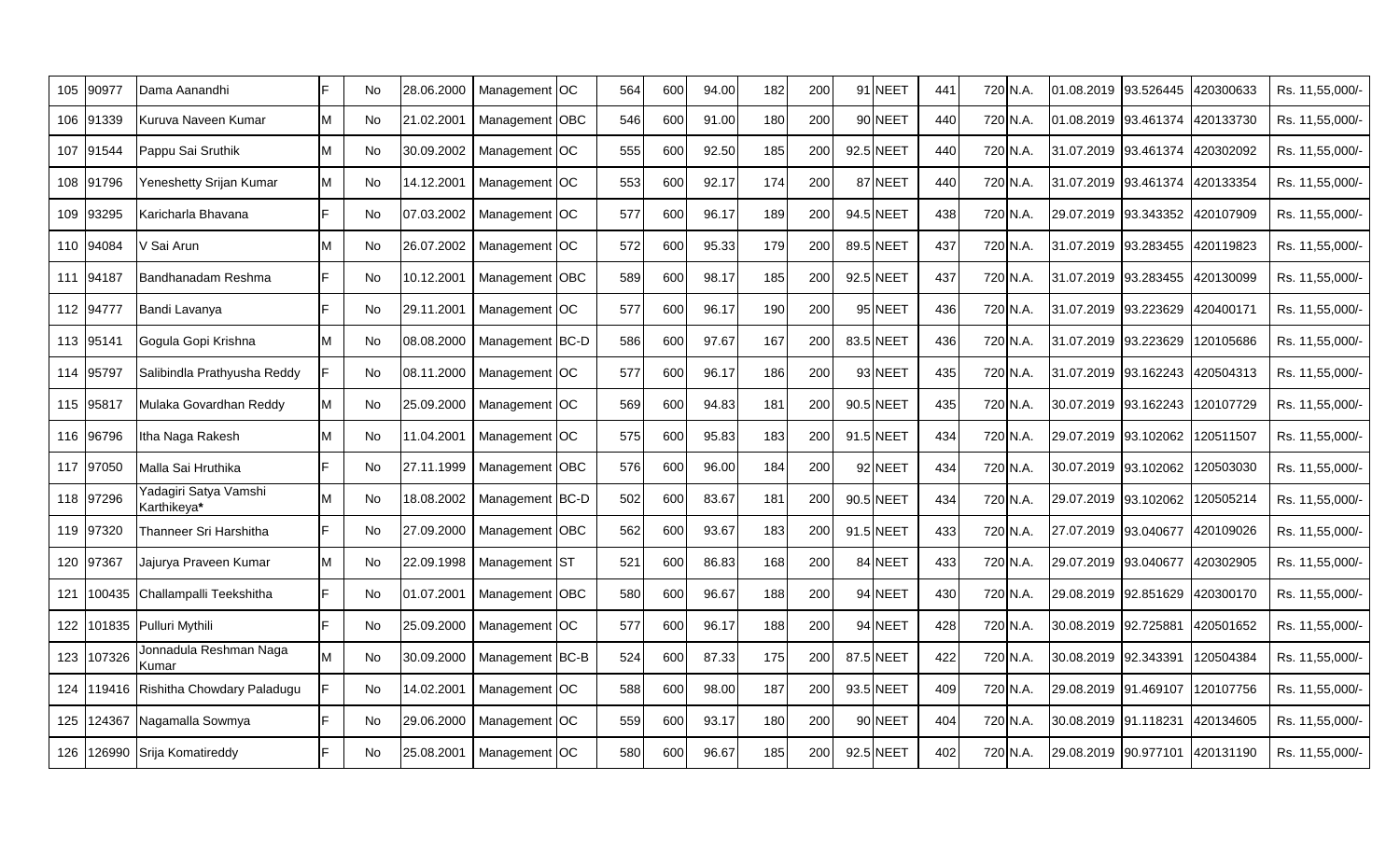| | | | | | | | | | | | | | | | | | | | | | |
|---|---|---|---|---|---|---|---|---|---|---|---|---|---|---|---|---|---|---|---|---|---|
| 105 | 90977 | Dama Aanandhi | F | No | 28.06.2000 | Management | OC | 564 | 600 | 94.00 | 182 | 200 | 91 | NEET | 441 | 720 | N.A. | 01.08.2019 | 93.526445 | 420300633 | Rs. 11,55,000/- |
| 106 | 91339 | Kuruva Naveen Kumar | M | No | 21.02.2001 | Management | OBC | 546 | 600 | 91.00 | 180 | 200 | 90 | NEET | 440 | 720 | N.A. | 01.08.2019 | 93.461374 | 420133730 | Rs. 11,55,000/- |
| 107 | 91544 | Pappu Sai Sruthik | M | No | 30.09.2002 | Management | OC | 555 | 600 | 92.50 | 185 | 200 | 92.5 | NEET | 440 | 720 | N.A. | 31.07.2019 | 93.461374 | 420302092 | Rs. 11,55,000/- |
| 108 | 91796 | Yeneshetty Srijan Kumar | M | No | 14.12.2001 | Management | OC | 553 | 600 | 92.17 | 174 | 200 | 87 | NEET | 440 | 720 | N.A. | 31.07.2019 | 93.461374 | 420133354 | Rs. 11,55,000/- |
| 109 | 93295 | Karicharla Bhavana | F | No | 07.03.2002 | Management | OC | 577 | 600 | 96.17 | 189 | 200 | 94.5 | NEET | 438 | 720 | N.A. | 29.07.2019 | 93.343352 | 420107909 | Rs. 11,55,000/- |
| 110 | 94084 | V Sai Arun | M | No | 26.07.2002 | Management | OC | 572 | 600 | 95.33 | 179 | 200 | 89.5 | NEET | 437 | 720 | N.A. | 31.07.2019 | 93.283455 | 420119823 | Rs. 11,55,000/- |
| 111 | 94187 | Bandhanadam Reshma | F | No | 10.12.2001 | Management | OBC | 589 | 600 | 98.17 | 185 | 200 | 92.5 | NEET | 437 | 720 | N.A. | 31.07.2019 | 93.283455 | 420130099 | Rs. 11,55,000/- |
| 112 | 94777 | Bandi Lavanya | F | No | 29.11.2001 | Management | OC | 577 | 600 | 96.17 | 190 | 200 | 95 | NEET | 436 | 720 | N.A. | 31.07.2019 | 93.223629 | 420400171 | Rs. 11,55,000/- |
| 113 | 95141 | Gogula Gopi Krishna | M | No | 08.08.2000 | Management | BC-D | 586 | 600 | 97.67 | 167 | 200 | 83.5 | NEET | 436 | 720 | N.A. | 31.07.2019 | 93.223629 | 120105686 | Rs. 11,55,000/- |
| 114 | 95797 | Salibindla Prathyusha Reddy | F | No | 08.11.2000 | Management | OC | 577 | 600 | 96.17 | 186 | 200 | 93 | NEET | 435 | 720 | N.A. | 31.07.2019 | 93.162243 | 420504313 | Rs. 11,55,000/- |
| 115 | 95817 | Mulaka Govardhan Reddy | M | No | 25.09.2000 | Management | OC | 569 | 600 | 94.83 | 181 | 200 | 90.5 | NEET | 435 | 720 | N.A. | 30.07.2019 | 93.162243 | 120107729 | Rs. 11,55,000/- |
| 116 | 96796 | Itha Naga Rakesh | M | No | 11.04.2001 | Management | OC | 575 | 600 | 95.83 | 183 | 200 | 91.5 | NEET | 434 | 720 | N.A. | 29.07.2019 | 93.102062 | 120511507 | Rs. 11,55,000/- |
| 117 | 97050 | Malla Sai Hruthika | F | No | 27.11.1999 | Management | OBC | 576 | 600 | 96.00 | 184 | 200 | 92 | NEET | 434 | 720 | N.A. | 30.07.2019 | 93.102062 | 120503030 | Rs. 11,55,000/- |
| 118 | 97296 | Yadagiri Satya Vamshi Karthikeya**\*** | M | No | 18.08.2002 | Management | BC-D | 502 | 600 | 83.67 | 181 | 200 | 90.5 | NEET | 434 | 720 | N.A. | 29.07.2019 | 93.102062 | 120505214 | Rs. 11,55,000/- |
| 119 | 97320 | Thanneer Sri Harshitha | F | No | 27.09.2000 | Management | OBC | 562 | 600 | 93.67 | 183 | 200 | 91.5 | NEET | 433 | 720 | N.A. | 27.07.2019 | 93.040677 | 420109026 | Rs. 11,55,000/- |
| 120 | 97367 | Jajurya Praveen Kumar | M | No | 22.09.1998 | Management | ST | 521 | 600 | 86.83 | 168 | 200 | 84 | NEET | 433 | 720 | N.A. | 29.07.2019 | 93.040677 | 420302905 | Rs. 11,55,000/- |
| 121 | 100435 | Challampalli Teekshitha | F | No | 01.07.2001 | Management | OBC | 580 | 600 | 96.67 | 188 | 200 | 94 | NEET | 430 | 720 | N.A. | 29.08.2019 | 92.851629 | 420300170 | Rs. 11,55,000/- |
| 122 | 101835 | Pulluri Mythili | F | No | 25.09.2000 | Management | OC | 577 | 600 | 96.17 | 188 | 200 | 94 | NEET | 428 | 720 | N.A. | 30.08.2019 | 92.725881 | 420501652 | Rs. 11,55,000/- |
| 123 | 107326 | Jonnadula Reshman Naga Kumar | M | No | 30.09.2000 | Management | BC-B | 524 | 600 | 87.33 | 175 | 200 | 87.5 | NEET | 422 | 720 | N.A. | 30.08.2019 | 92.343391 | 120504384 | Rs. 11,55,000/- |
| 124 | 119416 | Rishitha Chowdary Paladugu | F | No | 14.02.2001 | Management | OC | 588 | 600 | 98.00 | 187 | 200 | 93.5 | NEET | 409 | 720 | N.A. | 29.08.2019 | 91.469107 | 120107756 | Rs. 11,55,000/- |
| 125 | 124367 | Nagamalla Sowmya | F | No | 29.06.2000 | Management | OC | 559 | 600 | 93.17 | 180 | 200 | 90 | NEET | 404 | 720 | N.A. | 30.08.2019 | 91.118231 | 420134605 | Rs. 11,55,000/- |
| 126 | 126990 | Srija Komatireddy | F | No | 25.08.2001 | Management | OC | 580 | 600 | 96.67 | 185 | 200 | 92.5 | NEET | 402 | 720 | N.A. | 29.08.2019 | 90.977101 | 420131190 | Rs. 11,55,000/- |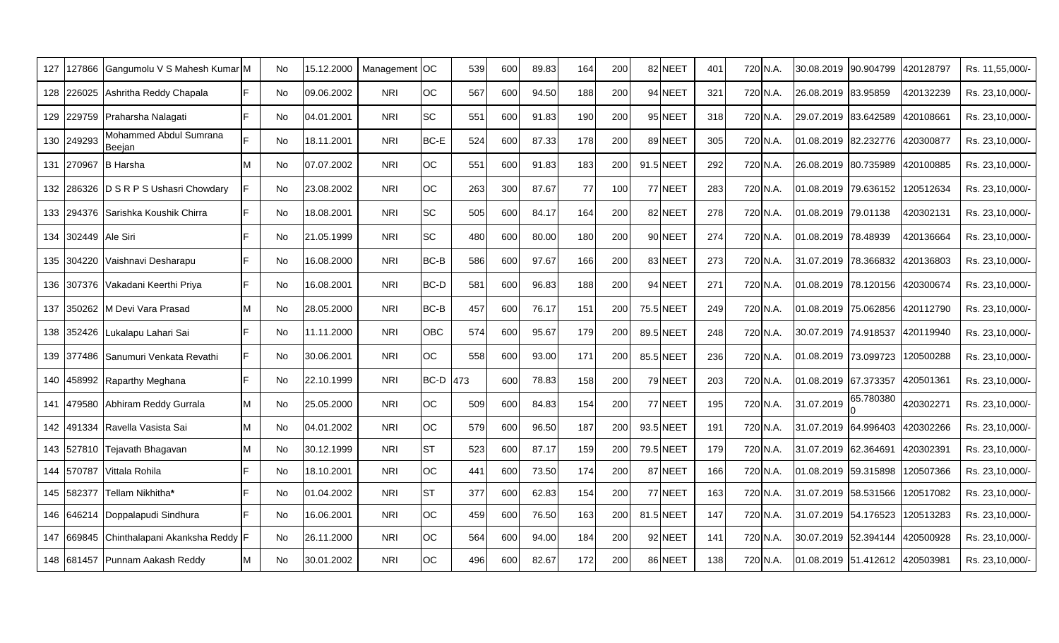| | | | | | | | | | | | | | | | | | | | | | |
|---|---|---|---|---|---|---|---|---|---|---|---|---|---|---|---|---|---|---|---|---|---|
| 127 | 127866 | Gangumolu V S Mahesh Kumar | M | No | 15.12.2000 | Management | OC | 539 | 600 | 89.83 | 164 | 200 | 82 | NEET | 401 | 720 | N.A. | 30.08.2019 | 90.904799 | 420128797 | Rs. 11,55,000/- |
| 128 | 226025 | Ashritha Reddy Chapala | F | No | 09.06.2002 | NRI | OC | 567 | 600 | 94.50 | 188 | 200 | 94 | NEET | 321 | 720 | N.A. | 26.08.2019 | 83.95859 | 420132239 | Rs. 23,10,000/- |
| 129 | 229759 | Praharsha Nalagati | F | No | 04.01.2001 | NRI | SC | 551 | 600 | 91.83 | 190 | 200 | 95 | NEET | 318 | 720 | N.A. | 29.07.2019 | 83.642589 | 420108661 | Rs. 23,10,000/- |
| 130 | 249293 | Mohammed Abdul Sumrana Beejan | F | No | 18.11.2001 | NRI | BC-E | 524 | 600 | 87.33 | 178 | 200 | 89 | NEET | 305 | 720 | N.A. | 01.08.2019 | 82.232776 | 420300877 | Rs. 23,10,000/- |
| 131 | 270967 | B Harsha | M | No | 07.07.2002 | NRI | OC | 551 | 600 | 91.83 | 183 | 200 | 91.5 | NEET | 292 | 720 | N.A. | 26.08.2019 | 80.735989 | 420100885 | Rs. 23,10,000/- |
| 132 | 286326 | D S R P S Ushasri Chowdary | F | No | 23.08.2002 | NRI | OC | 263 | 300 | 87.67 | 77 | 100 | 77 | NEET | 283 | 720 | N.A. | 01.08.2019 | 79.636152 | 120512634 | Rs. 23,10,000/- |
| 133 | 294376 | Sarishka Koushik Chirra | F | No | 18.08.2001 | NRI | SC | 505 | 600 | 84.17 | 164 | 200 | 82 | NEET | 278 | 720 | N.A. | 01.08.2019 | 79.01138 | 420302131 | Rs. 23,10,000/- |
| 134 | 302449 | Ale Siri | F | No | 21.05.1999 | NRI | SC | 480 | 600 | 80.00 | 180 | 200 | 90 | NEET | 274 | 720 | N.A. | 01.08.2019 | 78.48939 | 420136664 | Rs. 23,10,000/- |
| 135 | 304220 | Vaishnavi Desharapu | F | No | 16.08.2000 | NRI | BC-B | 586 | 600 | 97.67 | 166 | 200 | 83 | NEET | 273 | 720 | N.A. | 31.07.2019 | 78.366832 | 420136803 | Rs. 23,10,000/- |
| 136 | 307376 | Vakadani Keerthi Priya | F | No | 16.08.2001 | NRI | BC-D | 581 | 600 | 96.83 | 188 | 200 | 94 | NEET | 271 | 720 | N.A. | 01.08.2019 | 78.120156 | 420300674 | Rs. 23,10,000/- |
| 137 | 350262 | M Devi Vara Prasad | M | No | 28.05.2000 | NRI | BC-B | 457 | 600 | 76.17 | 151 | 200 | 75.5 | NEET | 249 | 720 | N.A. | 01.08.2019 | 75.062856 | 420112790 | Rs. 23,10,000/- |
| 138 | 352426 | Lukalapu Lahari Sai | F | No | 11.11.2000 | NRI | OBC | 574 | 600 | 95.67 | 179 | 200 | 89.5 | NEET | 248 | 720 | N.A. | 30.07.2019 | 74.918537 | 420119940 | Rs. 23,10,000/- |
| 139 | 377486 | Sanumuri Venkata Revathi | F | No | 30.06.2001 | NRI | OC | 558 | 600 | 93.00 | 171 | 200 | 85.5 | NEET | 236 | 720 | N.A. | 01.08.2019 | 73.099723 | 120500288 | Rs. 23,10,000/- |
| 140 | 458992 | Raparthy Meghana | F | No | 22.10.1999 | NRI | BC-D | 473 | 600 | 78.83 | 158 | 200 | 79 | NEET | 203 | 720 | N.A. | 01.08.2019 | 67.373357 | 420501361 | Rs. 23,10,000/- |
| 141 | 479580 | Abhiram Reddy Gurrala | M | No | 25.05.2000 | NRI | OC | 509 | 600 | 84.83 | 154 | 200 | 77 | NEET | 195 | 720 | N.A. | 31.07.2019 | 65.780380 0 | 420302271 | Rs. 23,10,000/- |
| 142 | 491334 | Ravella Vasista Sai | M | No | 04.01.2002 | NRI | OC | 579 | 600 | 96.50 | 187 | 200 | 93.5 | NEET | 191 | 720 | N.A. | 31.07.2019 | 64.996403 | 420302266 | Rs. 23,10,000/- |
| 143 | 527810 | Tejavath Bhagavan | M | No | 30.12.1999 | NRI | ST | 523 | 600 | 87.17 | 159 | 200 | 79.5 | NEET | 179 | 720 | N.A. | 31.07.2019 | 62.364691 | 420302391 | Rs. 23,10,000/- |
| 144 | 570787 | Vittala Rohila | F | No | 18.10.2001 | NRI | OC | 441 | 600 | 73.50 | 174 | 200 | 87 | NEET | 166 | 720 | N.A. | 01.08.2019 | 59.315898 | 120507366 | Rs. 23,10,000/- |
| 145 | 582377 | Tellam Nikhitha* | F | No | 01.04.2002 | NRI | ST | 377 | 600 | 62.83 | 154 | 200 | 77 | NEET | 163 | 720 | N.A. | 31.07.2019 | 58.531566 | 120517082 | Rs. 23,10,000/- |
| 146 | 646214 | Doppalapudi Sindhura | F | No | 16.06.2001 | NRI | OC | 459 | 600 | 76.50 | 163 | 200 | 81.5 | NEET | 147 | 720 | N.A. | 31.07.2019 | 54.176523 | 120513283 | Rs. 23,10,000/- |
| 147 | 669845 | Chinthalapani Akanksha Reddy | F | No | 26.11.2000 | NRI | OC | 564 | 600 | 94.00 | 184 | 200 | 92 | NEET | 141 | 720 | N.A. | 30.07.2019 | 52.394144 | 420500928 | Rs. 23,10,000/- |
| 148 | 681457 | Punnam Aakash Reddy | M | No | 30.01.2002 | NRI | OC | 496 | 600 | 82.67 | 172 | 200 | 86 | NEET | 138 | 720 | N.A. | 01.08.2019 | 51.412612 | 420503981 | Rs. 23,10,000/- |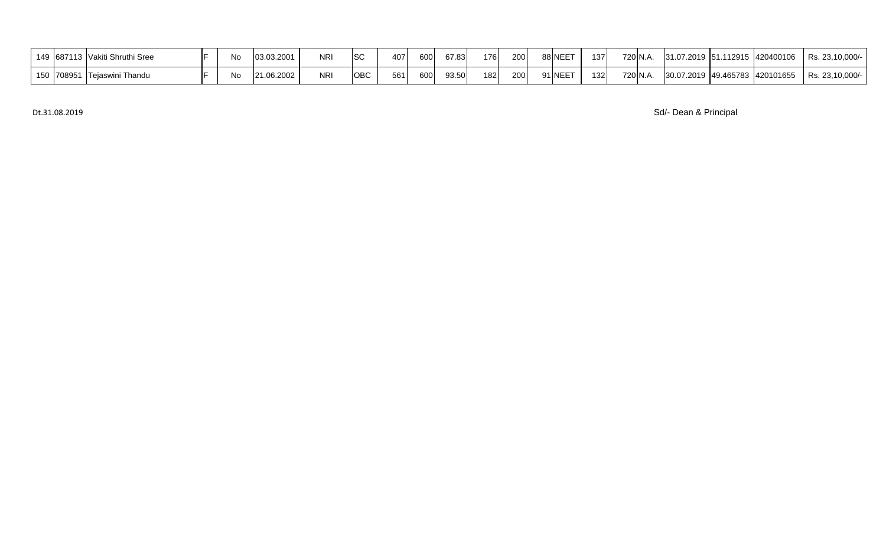| | | | | | | | | | | | | | | | | | | | | | |
|---|---|---|---|---|---|---|---|---|---|---|---|---|---|---|---|---|---|---|---|---|---|
| 149 | 687113 | Vakiti Shruthi Sree | F | No | 03.03.2001 | NRI | SC | 407 | 600 | 67.83 | 176 | 200 | 88 | NEET | 137 | 720 | N.A. | 31.07.2019 | 51.112915 | 420400106 | Rs. 23,10,000/- |
| 150 | 708951 | Tejaswini Thandu | F | No | 21.06.2002 | NRI | OBC | 561 | 600 | 93.50 | 182 | 200 | 91 | NEET | 132 | 720 | N.A. | 30.07.2019 | 49.465783 | 420101655 | Rs. 23,10,000/- |

Dt.31.08.2019

Sd/- Dean & Principal